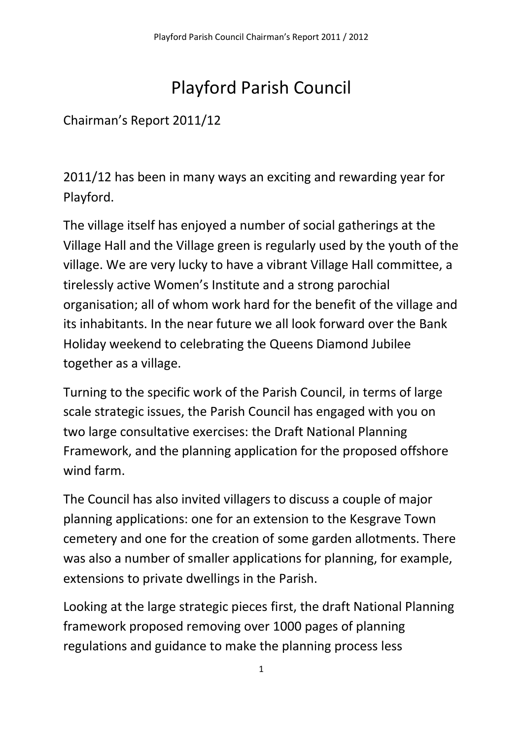# Playford Parish Council

Chairman's Report 2011/12

2011/12 has been in many ways an exciting and rewarding year for Playford.

The village itself has enjoyed a number of social gatherings at the Village Hall and the Village green is regularly used by the youth of the village. We are very lucky to have a vibrant Village Hall committee, a tirelessly active Women's Institute and a strong parochial organisation; all of whom work hard for the benefit of the village and its inhabitants. In the near future we all look forward over the Bank Holiday weekend to celebrating the Queens Diamond Jubilee together as a village.

Turning to the specific work of the Parish Council, in terms of large scale strategic issues, the Parish Council has engaged with you on two large consultative exercises: the Draft National Planning Framework, and the planning application for the proposed offshore wind farm.

The Council has also invited villagers to discuss a couple of major planning applications: one for an extension to the Kesgrave Town cemetery and one for the creation of some garden allotments. There was also a number of smaller applications for planning, for example, extensions to private dwellings in the Parish.

Looking at the large strategic pieces first, the draft National Planning framework proposed removing over 1000 pages of planning regulations and guidance to make the planning process less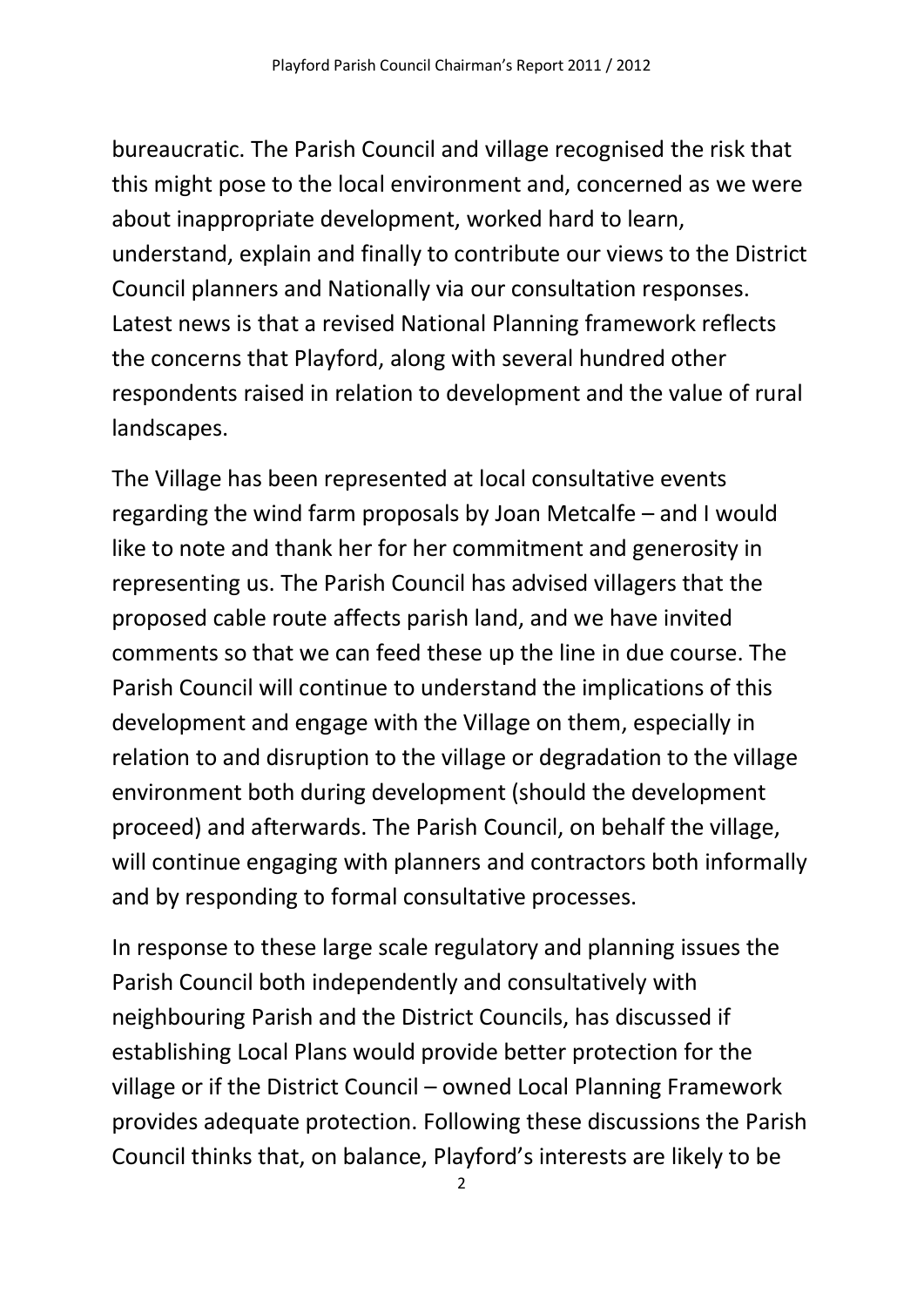bureaucratic. The Parish Council and village recognised the risk that this might pose to the local environment and, concerned as we were about inappropriate development, worked hard to learn, understand, explain and finally to contribute our views to the District Council planners and Nationally via our consultation responses. Latest news is that a revised National Planning framework reflects the concerns that Playford, along with several hundred other respondents raised in relation to development and the value of rural landscapes.

The Village has been represented at local consultative events regarding the wind farm proposals by Joan Metcalfe – and I would like to note and thank her for her commitment and generosity in representing us. The Parish Council has advised villagers that the proposed cable route affects parish land, and we have invited comments so that we can feed these up the line in due course. The Parish Council will continue to understand the implications of this development and engage with the Village on them, especially in relation to and disruption to the village or degradation to the village environment both during development (should the development proceed) and afterwards. The Parish Council, on behalf the village, will continue engaging with planners and contractors both informally and by responding to formal consultative processes.

In response to these large scale regulatory and planning issues the Parish Council both independently and consultatively with neighbouring Parish and the District Councils, has discussed if establishing Local Plans would provide better protection for the village or if the District Council – owned Local Planning Framework provides adequate protection. Following these discussions the Parish Council thinks that, on balance, Playford's interests are likely to be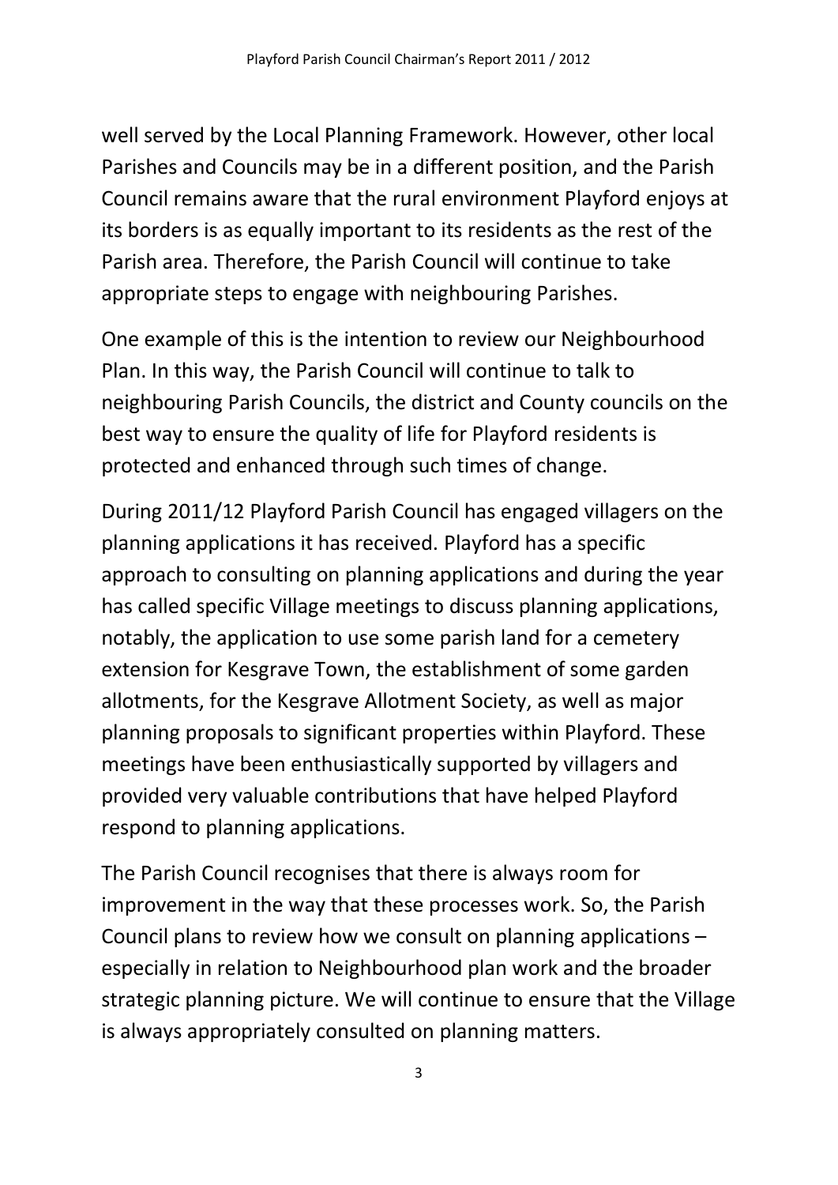well served by the Local Planning Framework. However, other local Parishes and Councils may be in a different position, and the Parish Council remains aware that the rural environment Playford enjoys at its borders is as equally important to its residents as the rest of the Parish area. Therefore, the Parish Council will continue to take appropriate steps to engage with neighbouring Parishes.

One example of this is the intention to review our Neighbourhood Plan. In this way, the Parish Council will continue to talk to neighbouring Parish Councils, the district and County councils on the best way to ensure the quality of life for Playford residents is protected and enhanced through such times of change.

During 2011/12 Playford Parish Council has engaged villagers on the planning applications it has received. Playford has a specific approach to consulting on planning applications and during the year has called specific Village meetings to discuss planning applications, notably, the application to use some parish land for a cemetery extension for Kesgrave Town, the establishment of some garden allotments, for the Kesgrave Allotment Society, as well as major planning proposals to significant properties within Playford. These meetings have been enthusiastically supported by villagers and provided very valuable contributions that have helped Playford respond to planning applications.

The Parish Council recognises that there is always room for improvement in the way that these processes work. So, the Parish Council plans to review how we consult on planning applications – especially in relation to Neighbourhood plan work and the broader strategic planning picture. We will continue to ensure that the Village is always appropriately consulted on planning matters.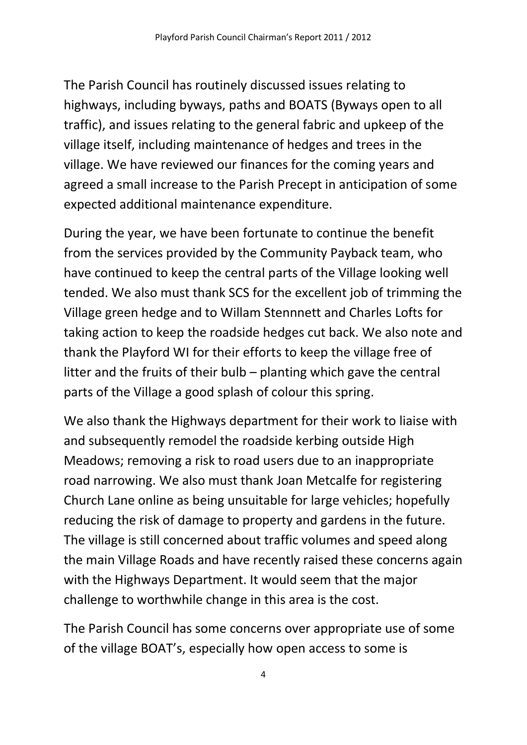The Parish Council has routinely discussed issues relating to highways, including byways, paths and BOATS (Byways open to all traffic), and issues relating to the general fabric and upkeep of the village itself, including maintenance of hedges and trees in the village. We have reviewed our finances for the coming years and agreed a small increase to the Parish Precept in anticipation of some expected additional maintenance expenditure.

During the year, we have been fortunate to continue the benefit from the services provided by the Community Payback team, who have continued to keep the central parts of the Village looking well tended. We also must thank SCS for the excellent job of trimming the Village green hedge and to Willam Stennnett and Charles Lofts for taking action to keep the roadside hedges cut back. We also note and thank the Playford WI for their efforts to keep the village free of litter and the fruits of their bulb – planting which gave the central parts of the Village a good splash of colour this spring.

We also thank the Highways department for their work to liaise with and subsequently remodel the roadside kerbing outside High Meadows; removing a risk to road users due to an inappropriate road narrowing. We also must thank Joan Metcalfe for registering Church Lane online as being unsuitable for large vehicles; hopefully reducing the risk of damage to property and gardens in the future. The village is still concerned about traffic volumes and speed along the main Village Roads and have recently raised these concerns again with the Highways Department. It would seem that the major challenge to worthwhile change in this area is the cost.

The Parish Council has some concerns over appropriate use of some of the village BOAT's, especially how open access to some is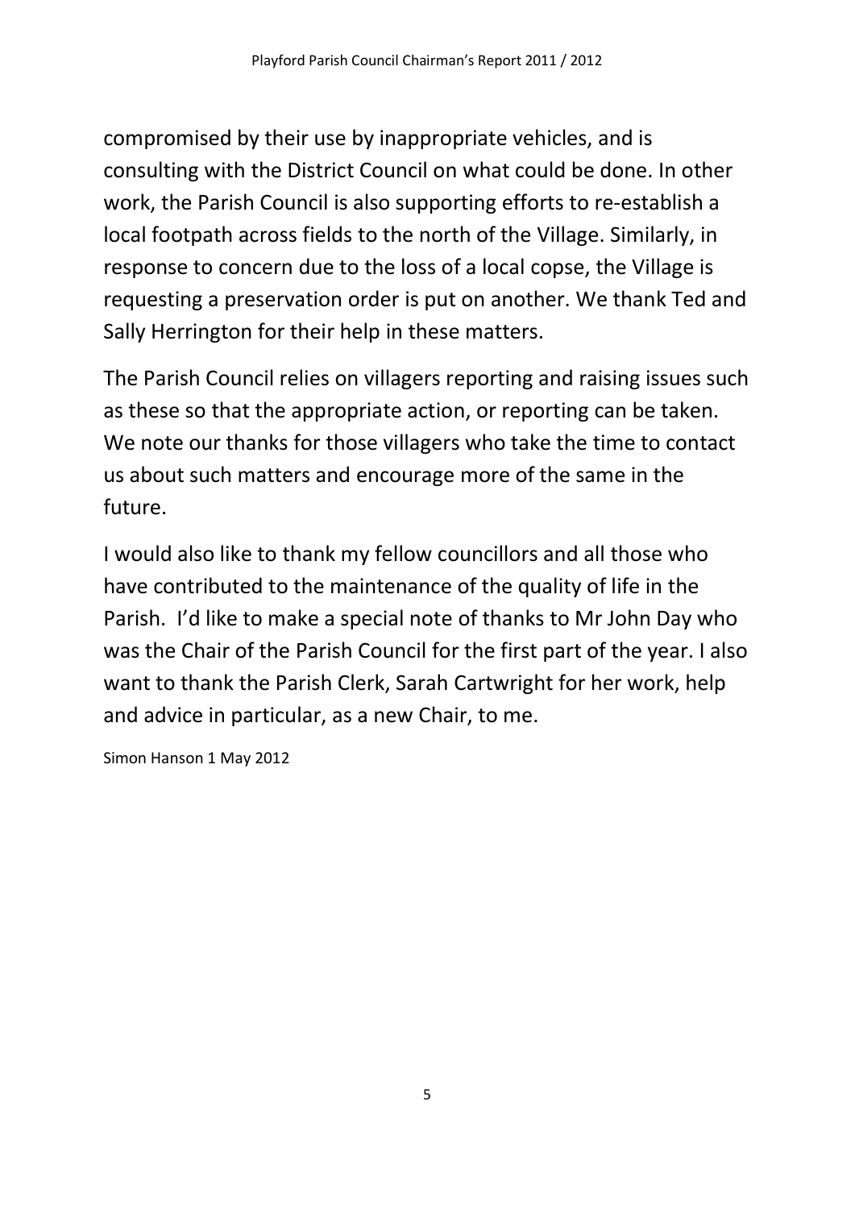compromised by their use by inappropriate vehicles, and is consulting with the District Council on what could be done. In other work, the Parish Council is also supporting efforts to re-establish a local footpath across fields to the north of the Village. Similarly, in response to concern due to the loss of a local copse, the Village is requesting a preservation order is put on another. We thank Ted and Sally Herrington for their help in these matters.

The Parish Council relies on villagers reporting and raising issues such as these so that the appropriate action, or reporting can be taken. We note our thanks for those villagers who take the time to contact us about such matters and encourage more of the same in the future.

I would also like to thank my fellow councillors and all those who have contributed to the maintenance of the quality of life in the Parish. I'd like to make a special note of thanks to Mr John Day who was the Chair of the Parish Council for the first part of the year. I also want to thank the Parish Clerk, Sarah Cartwright for her work, help and advice in particular, as a new Chair, to me.

Simon Hanson 1 May 2012